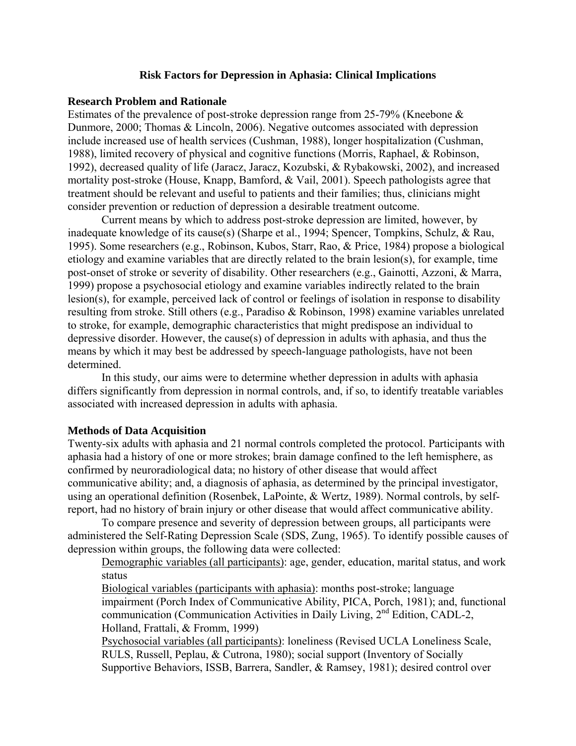# Risk Factors for Depression in Aphasia: Clinical Implications

## Research Problem and Rationale

Estimates of the prevalence of post-stroke depression range from 25-79% (Kneebone & Dunmore, 2000; Thomas & Lincoln, 2006). Negative outcomes associated with depression include increased use of health services (Cushman, 1988), longer hospitalization (Cushman, 1988), limited recovery of physical and cognitive functions (Morris, Raphael, & Robinson, 1992), decreased quality of life (Jaracz, Jaracz, Kozubski, & Rybakowski, 2002), and increased mortality post-stroke (House, Knapp, Bamford, & Vail, 2001). Speech pathologists agree that treatment should be relevant and useful to patients and their families; thus, clinicians might consider prevention or reduction of depression a desirable treatment outcome.

Current means by which to address post-stroke depression are limited, however, by inadequate knowledge of its cause(s) (Sharpe et al., 1994; Spencer, Tompkins, Schulz, & Rau, 1995). Some researchers (e.g., Robinson, Kubos, Starr, Rao, & Price, 1984) propose a biological etiology and examine variables that are directly related to the brain lesion(s), for example, time post-onset of stroke or severity of disability. Other researchers (e.g., Gainotti, Azzoni, & Marra, 1999) propose a psychosocial etiology and examine variables indirectly related to the brain lesion(s), for example, perceived lack of control or feelings of isolation in response to disability resulting from stroke. Still others (e.g., Paradiso & Robinson, 1998) examine variables unrelated to stroke, for example, demographic characteristics that might predispose an individual to depressive disorder. However, the cause(s) of depression in adults with aphasia, and thus the means by which it may best be addressed by speech-language pathologists, have not been determined.

In this study, our aims were to determine whether depression in adults with aphasia differs significantly from depression in normal controls, and, if so, to identify treatable variables associated with increased depression in adults with aphasia.

## Methods of Data Acquisition

Twenty-six adults with aphasia and 21 normal controls completed the protocol. Participants with aphasia had a history of one or more strokes; brain damage confined to the left hemisphere, as confirmed by neuroradiological data; no history of other disease that would affect communicative ability; and, a diagnosis of aphasia, as determined by the principal investigator, using an operational definition (Rosenbek, LaPointe, & Wertz, 1989). Normal controls, by self-report, had no history of brain injury or other disease that would affect communicative ability.

To compare presence and severity of depression between groups, all participants were administered the Self-Rating Depression Scale (SDS, Zung, 1965). To identify possible causes of depression within groups, the following data were collected:

<u>Demographic variables (all participants)</u>: age, gender, education, marital status, and work status

<u>Biological variables (participants with aphasia)</u>: months post-stroke; language impairment (Porch Index of Communicative Ability, PICA, Porch, 1981); and, functional communication (Communication Activities in Daily Living, 2nd Edition, CADL-2, Holland, Frattali, & Fromm, 1999)

<u>Psychosocial variables (all participants)</u>: loneliness (Revised UCLA Loneliness Scale, RULS, Russell, Peplau, & Cutrona, 1980); social support (Inventory of Socially Supportive Behaviors, ISSB, Barrera, Sandler, & Ramsey, 1981); desired control over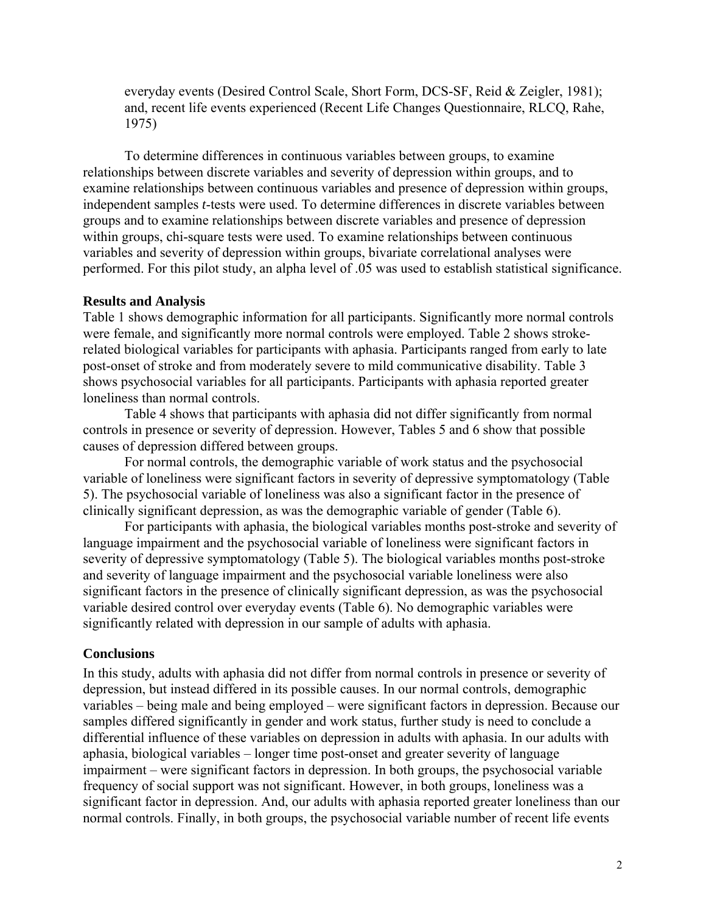everyday events (Desired Control Scale, Short Form, DCS-SF, Reid & Zeigler, 1981); and, recent life events experienced (Recent Life Changes Questionnaire, RLCQ, Rahe, 1975)

To determine differences in continuous variables between groups, to examine relationships between discrete variables and severity of depression within groups, and to examine relationships between continuous variables and presence of depression within groups, independent samples *t*-tests were used. To determine differences in discrete variables between groups and to examine relationships between discrete variables and presence of depression within groups, chi-square tests were used. To examine relationships between continuous variables and severity of depression within groups, bivariate correlational analyses were performed. For this pilot study, an alpha level of .05 was used to establish statistical significance.

**Results and Analysis**

Table 1 shows demographic information for all participants. Significantly more normal controls were female, and significantly more normal controls were employed. Table 2 shows stroke-related biological variables for participants with aphasia. Participants ranged from early to late post-onset of stroke and from moderately severe to mild communicative disability. Table 3 shows psychosocial variables for all participants. Participants with aphasia reported greater loneliness than normal controls.

Table 4 shows that participants with aphasia did not differ significantly from normal controls in presence or severity of depression. However, Tables 5 and 6 show that possible causes of depression differed between groups.

For normal controls, the demographic variable of work status and the psychosocial variable of loneliness were significant factors in severity of depressive symptomatology (Table 5). The psychosocial variable of loneliness was also a significant factor in the presence of clinically significant depression, as was the demographic variable of gender (Table 6).

For participants with aphasia, the biological variables months post-stroke and severity of language impairment and the psychosocial variable of loneliness were significant factors in severity of depressive symptomatology (Table 5). The biological variables months post-stroke and severity of language impairment and the psychosocial variable loneliness were also significant factors in the presence of clinically significant depression, as was the psychosocial variable desired control over everyday events (Table 6). No demographic variables were significantly related with depression in our sample of adults with aphasia.

**Conclusions**

In this study, adults with aphasia did not differ from normal controls in presence or severity of depression, but instead differed in its possible causes. In our normal controls, demographic variables – being male and being employed – were significant factors in depression. Because our samples differed significantly in gender and work status, further study is need to conclude a differential influence of these variables on depression in adults with aphasia. In our adults with aphasia, biological variables – longer time post-onset and greater severity of language impairment – were significant factors in depression. In both groups, the psychosocial variable frequency of social support was not significant. However, in both groups, loneliness was a significant factor in depression. And, our adults with aphasia reported greater loneliness than our normal controls. Finally, in both groups, the psychosocial variable number of recent life events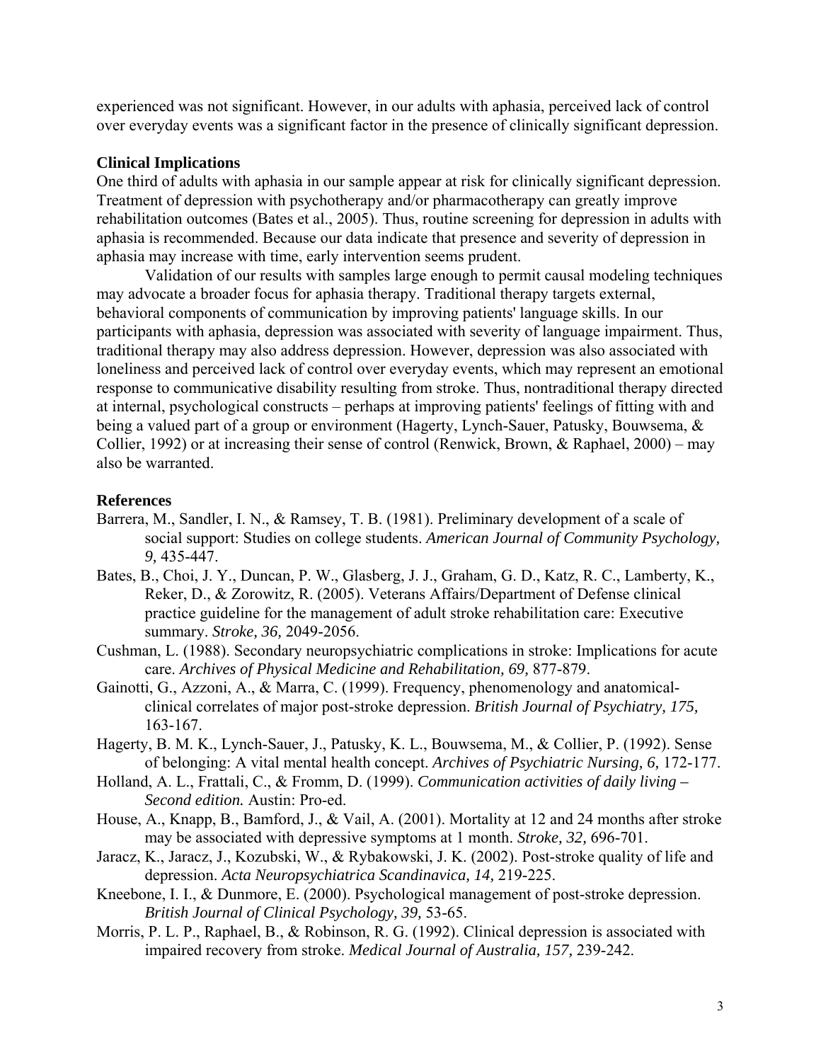experienced was not significant. However, in our adults with aphasia, perceived lack of control over everyday events was a significant factor in the presence of clinically significant depression.

### Clinical Implications

One third of adults with aphasia in our sample appear at risk for clinically significant depression. Treatment of depression with psychotherapy and/or pharmacotherapy can greatly improve rehabilitation outcomes (Bates et al., 2005). Thus, routine screening for depression in adults with aphasia is recommended. Because our data indicate that presence and severity of depression in aphasia may increase with time, early intervention seems prudent.

Validation of our results with samples large enough to permit causal modeling techniques may advocate a broader focus for aphasia therapy. Traditional therapy targets external, behavioral components of communication by improving patients' language skills. In our participants with aphasia, depression was associated with severity of language impairment. Thus, traditional therapy may also address depression. However, depression was also associated with loneliness and perceived lack of control over everyday events, which may represent an emotional response to communicative disability resulting from stroke. Thus, nontraditional therapy directed at internal, psychological constructs – perhaps at improving patients' feelings of fitting with and being a valued part of a group or environment (Hagerty, Lynch-Sauer, Patusky, Bouwsema, & Collier, 1992) or at increasing their sense of control (Renwick, Brown, & Raphael, 2000) – may also be warranted.

### References

Barrera, M., Sandler, I. N., & Ramsey, T. B. (1981). Preliminary development of a scale of social support: Studies on college students. *American Journal of Community Psychology, 9,* 435-447.

Bates, B., Choi, J. Y., Duncan, P. W., Glasberg, J. J., Graham, G. D., Katz, R. C., Lamberty, K., Reker, D., & Zorowitz, R. (2005). Veterans Affairs/Department of Defense clinical practice guideline for the management of adult stroke rehabilitation care: Executive summary. *Stroke, 36,* 2049-2056.

Cushman, L. (1988). Secondary neuropsychiatric complications in stroke: Implications for acute care. *Archives of Physical Medicine and Rehabilitation, 69,* 877-879.

Gainotti, G., Azzoni, A., & Marra, C. (1999). Frequency, phenomenology and anatomical-clinical correlates of major post-stroke depression. *British Journal of Psychiatry, 175,* 163-167.

Hagerty, B. M. K., Lynch-Sauer, J., Patusky, K. L., Bouwsema, M., & Collier, P. (1992). Sense of belonging: A vital mental health concept. *Archives of Psychiatric Nursing, 6,* 172-177.

Holland, A. L., Frattali, C., & Fromm, D. (1999). *Communication activities of daily living – Second edition.* Austin: Pro-ed.

House, A., Knapp, B., Bamford, J., & Vail, A. (2001). Mortality at 12 and 24 months after stroke may be associated with depressive symptoms at 1 month. *Stroke, 32,* 696-701.

Jaracz, K., Jaracz, J., Kozubski, W., & Rybakowski, J. K. (2002). Post-stroke quality of life and depression. *Acta Neuropsychiatrica Scandinavica, 14,* 219-225.

Kneebone, I. I., & Dunmore, E. (2000). Psychological management of post-stroke depression. *British Journal of Clinical Psychology, 39,* 53-65.

Morris, P. L. P., Raphael, B., & Robinson, R. G. (1992). Clinical depression is associated with impaired recovery from stroke. *Medical Journal of Australia, 157,* 239-242.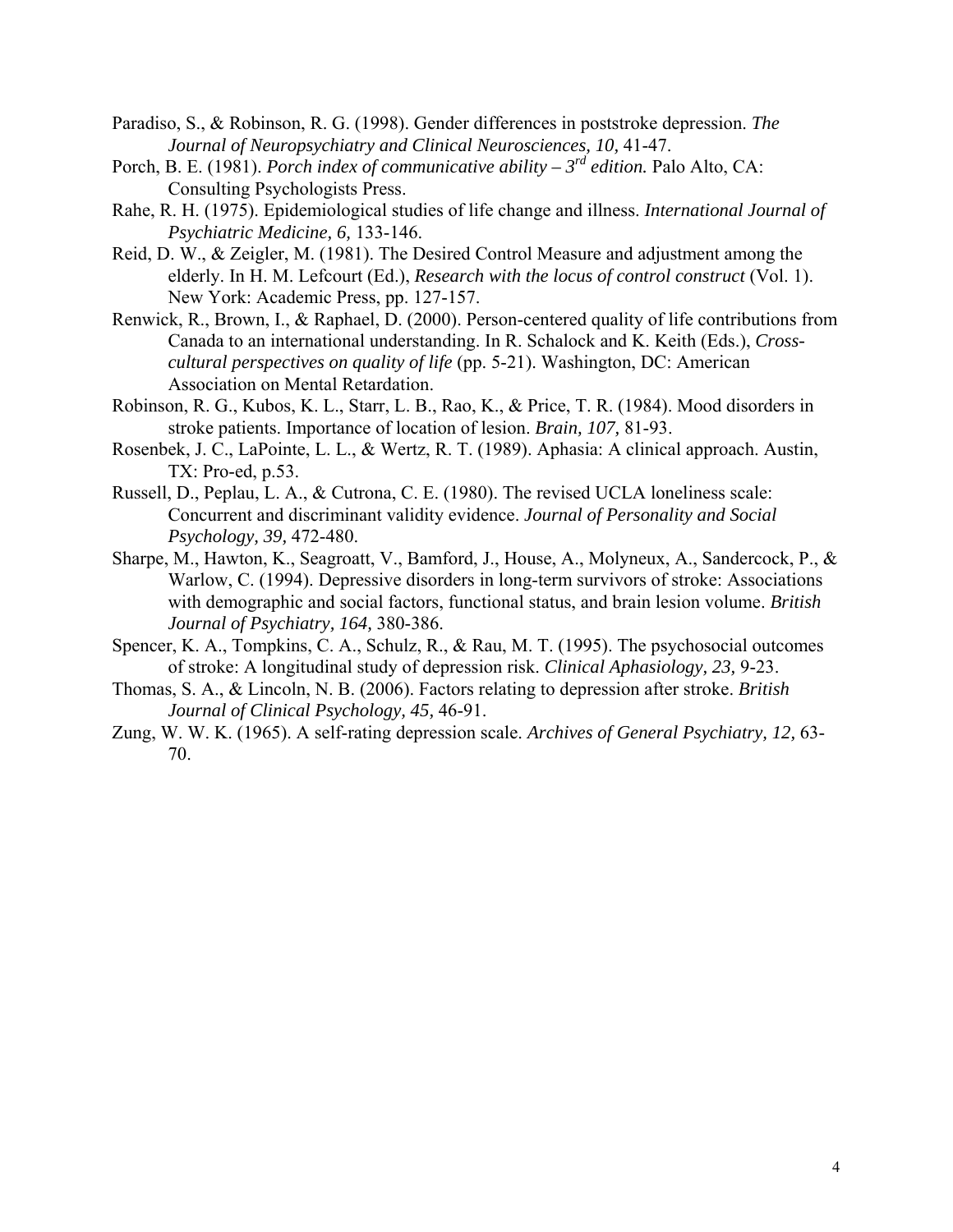Paradiso, S., & Robinson, R. G. (1998). Gender differences in poststroke depression. *The Journal of Neuropsychiatry and Clinical Neurosciences, 10,* 41-47.

Porch, B. E. (1981). *Porch index of communicative ability – 3rd edition.* Palo Alto, CA: Consulting Psychologists Press.

Rahe, R. H. (1975). Epidemiological studies of life change and illness. *International Journal of Psychiatric Medicine, 6,* 133-146.

Reid, D. W., & Zeigler, M. (1981). The Desired Control Measure and adjustment among the elderly. In H. M. Lefcourt (Ed.), *Research with the locus of control construct* (Vol. 1). New York: Academic Press, pp. 127-157.

Renwick, R., Brown, I., & Raphael, D. (2000). Person-centered quality of life contributions from Canada to an international understanding. In R. Schalock and K. Keith (Eds.), *Cross-cultural perspectives on quality of life* (pp. 5-21). Washington, DC: American Association on Mental Retardation.

Robinson, R. G., Kubos, K. L., Starr, L. B., Rao, K., & Price, T. R. (1984). Mood disorders in stroke patients. Importance of location of lesion. *Brain, 107,* 81-93.

Rosenbek, J. C., LaPointe, L. L., & Wertz, R. T. (1989). Aphasia: A clinical approach. Austin, TX: Pro-ed, p.53.

Russell, D., Peplau, L. A., & Cutrona, C. E. (1980). The revised UCLA loneliness scale: Concurrent and discriminant validity evidence. *Journal of Personality and Social Psychology, 39,* 472-480.

Sharpe, M., Hawton, K., Seagroatt, V., Bamford, J., House, A., Molyneux, A., Sandercock, P., & Warlow, C. (1994). Depressive disorders in long-term survivors of stroke: Associations with demographic and social factors, functional status, and brain lesion volume. *British Journal of Psychiatry, 164,* 380-386.

Spencer, K. A., Tompkins, C. A., Schulz, R., & Rau, M. T. (1995). The psychosocial outcomes of stroke: A longitudinal study of depression risk. *Clinical Aphasiology, 23,* 9-23.

Thomas, S. A., & Lincoln, N. B. (2006). Factors relating to depression after stroke. *British Journal of Clinical Psychology, 45,* 46-91.

Zung, W. W. K. (1965). A self-rating depression scale. *Archives of General Psychiatry, 12,* 63-70.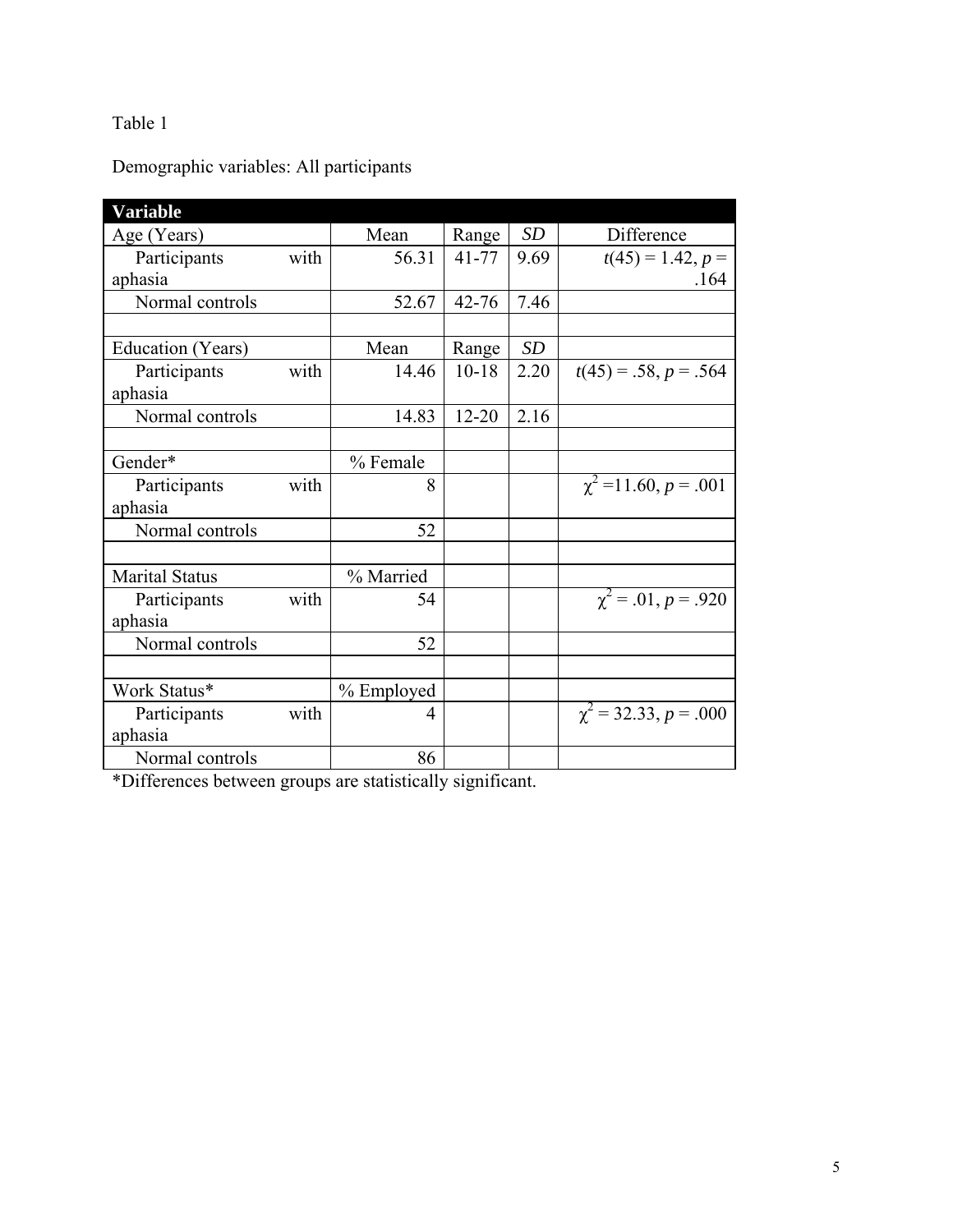Table 1

Demographic variables: All participants

| Variable | | | | |
|---|---|---|---|---|
| Age (Years) | Mean | Range | *SD* | Difference |
| Participants with aphasia | 56.31 | 41-77 | 9.69 | $t(45) = 1.42$, $p = .164$ |
| Normal controls | 52.67 | 42-76 | 7.46 | |
| | | | | |
| Education (Years) | Mean | Range | *SD* | |
| Participants with aphasia | 14.46 | 10-18 | 2.20 | $t(45) = .58$, $p = .564$ |
| Normal controls | 14.83 | 12-20 | 2.16 | |
| | | | | |
| Gender* | % Female | | | |
| Participants with aphasia | 8 | | | $\chi^2 = 11.60$, $p = .001$ |
| Normal controls | 52 | | | |
| | | | | |
| Marital Status | % Married | | | |
| Participants with aphasia | 54 | | | $\chi^2 = .01$, $p = .920$ |
| Normal controls | 52 | | | |
| | | | | |
| Work Status* | % Employed | | | |
| Participants with aphasia | 4 | | | $\chi^2 = 32.33$, $p = .000$ |
| Normal controls | 86 | | | |

*Differences between groups are statistically significant.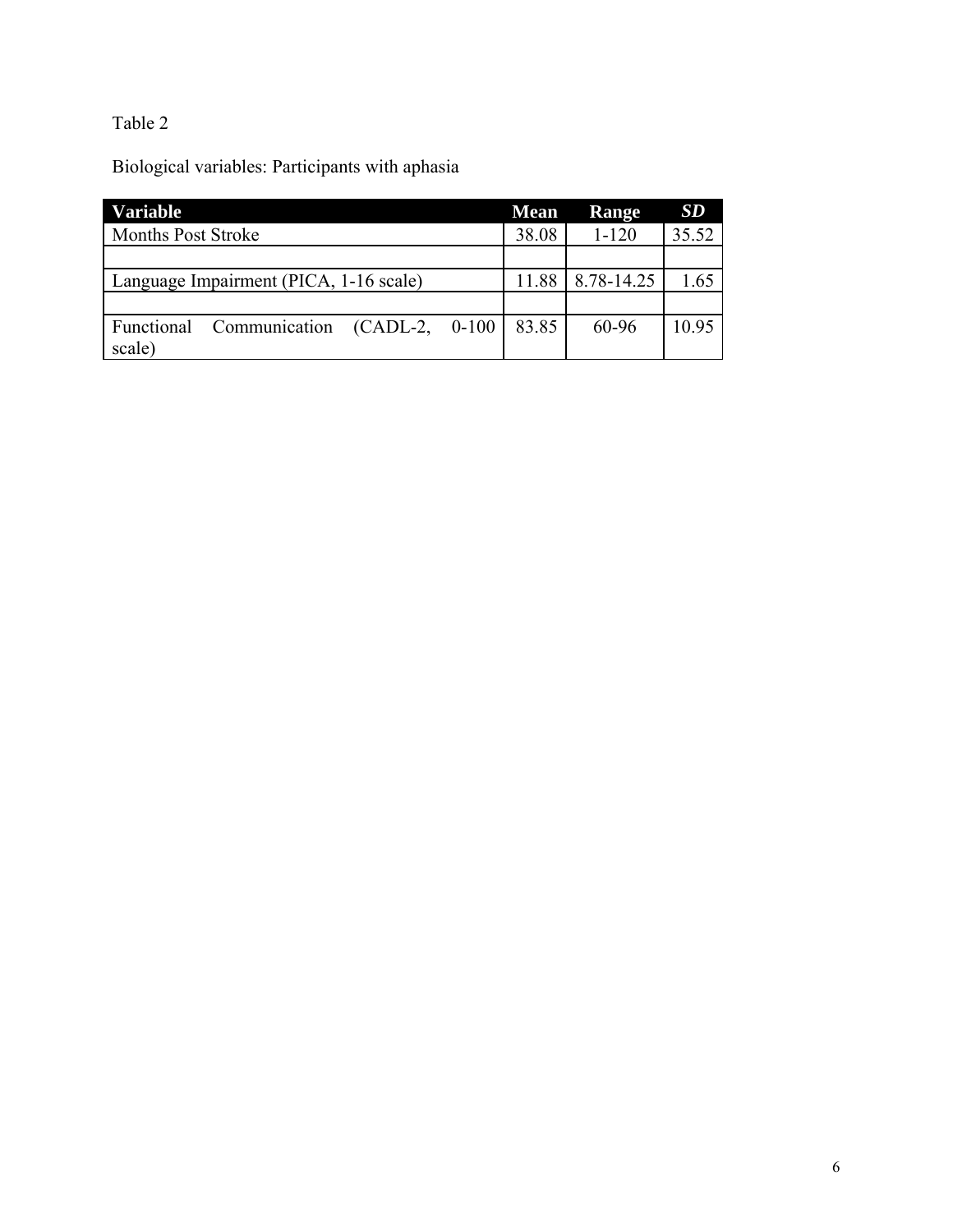Table 2

Biological variables: Participants with aphasia

| Variable | Mean | Range | *SD* |
|---|---|---|---|
| Months Post Stroke | 38.08 | 1-120 | 35.52 |
| | | | |
| Language Impairment (PICA, 1-16 scale) | 11.88 | 8.78-14.25 | 1.65 |
| | | | |
| Functional Communication (CADL-2, 0-100 scale) | 83.85 | 60-96 | 10.95 |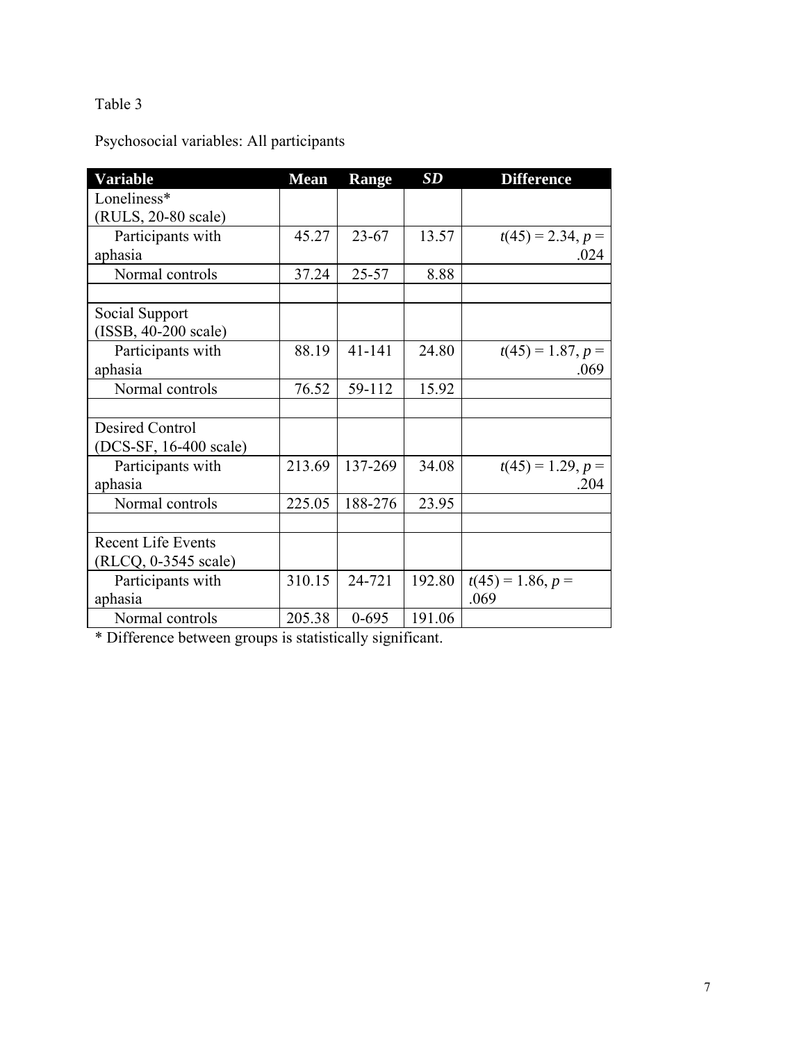Table 3

Psychosocial variables: All participants

| Variable | Mean | Range | *SD* | Difference |
|---|---|---|---|---|
| Loneliness* (RULS, 20-80 scale) | | | | |
| Participants with aphasia | 45.27 | 23-67 | 13.57 | $t(45) = 2.34$, $p = .024$ |
| Normal controls | 37.24 | 25-57 | 8.88 | |
| | | | | |
| Social Support (ISSB, 40-200 scale) | | | | |
| Participants with aphasia | 88.19 | 41-141 | 24.80 | $t(45) = 1.87$, $p = .069$ |
| Normal controls | 76.52 | 59-112 | 15.92 | |
| | | | | |
| Desired Control (DCS-SF, 16-400 scale) | | | | |
| Participants with aphasia | 213.69 | 137-269 | 34.08 | $t(45) = 1.29$, $p = .204$ |
| Normal controls | 225.05 | 188-276 | 23.95 | |
| | | | | |
| Recent Life Events (RLCQ, 0-3545 scale) | | | | |
| Participants with aphasia | 310.15 | 24-721 | 192.80 | $t(45) = 1.86$, $p = .069$ |
| Normal controls | 205.38 | 0-695 | 191.06 | |

* Difference between groups is statistically significant.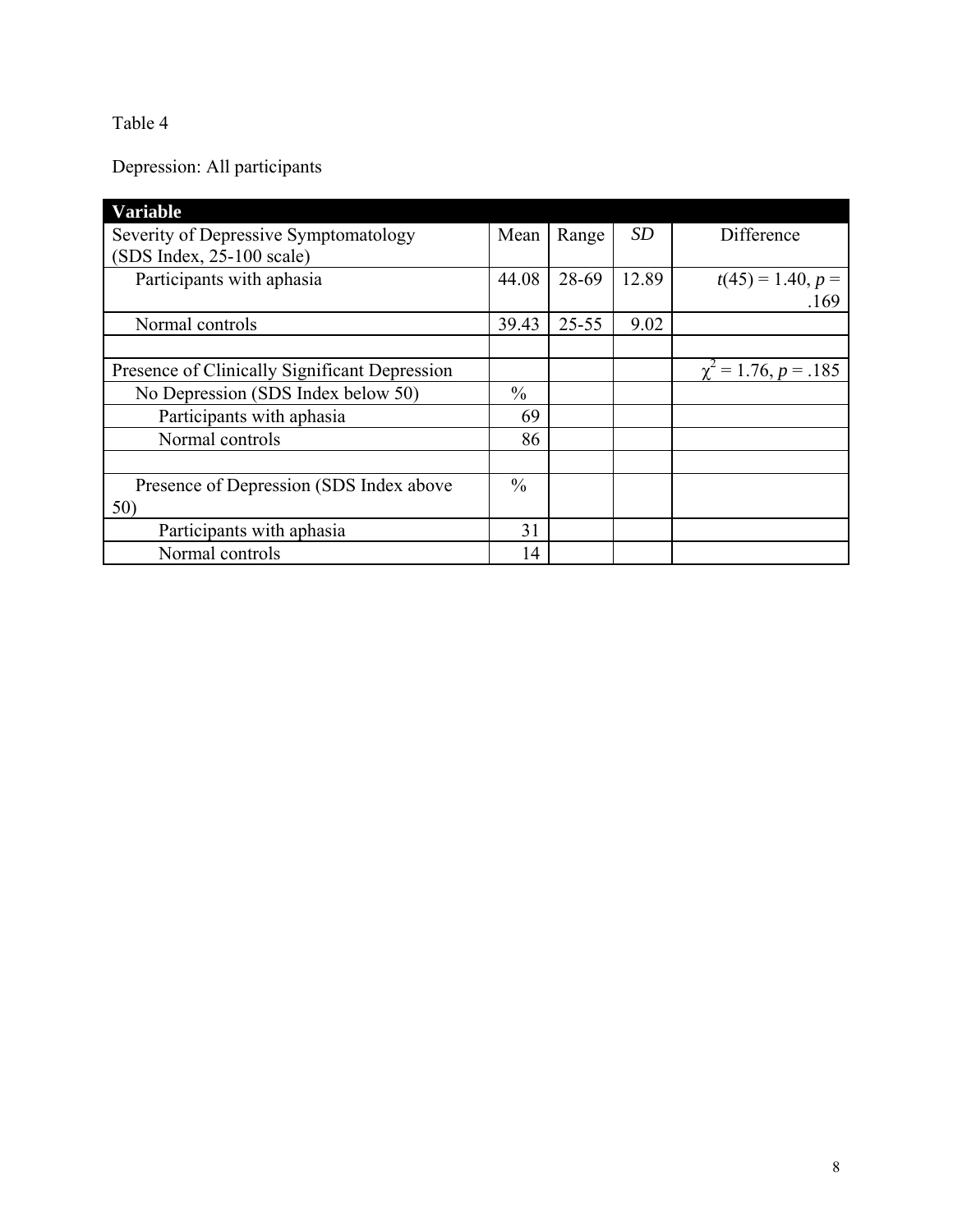Table 4

Depression: All participants

| Variable | | | | |
|---|---|---|---|---|
| Severity of Depressive Symptomatology (SDS Index, 25-100 scale) | Mean | Range | *SD* | Difference |
| Participants with aphasia | 44.08 | 28-69 | 12.89 | $t(45) = 1.40$, $p = .169$ |
| Normal controls | 39.43 | 25-55 | 9.02 | |
| | | | | |
| Presence of Clinically Significant Depression | | | | $\chi^2 = 1.76$, $p = .185$ |
| No Depression (SDS Index below 50) | % | | | |
| Participants with aphasia | 69 | | | |
| Normal controls | 86 | | | |
| | | | | |
| Presence of Depression (SDS Index above 50) | % | | | |
| Participants with aphasia | 31 | | | |
| Normal controls | 14 | | | |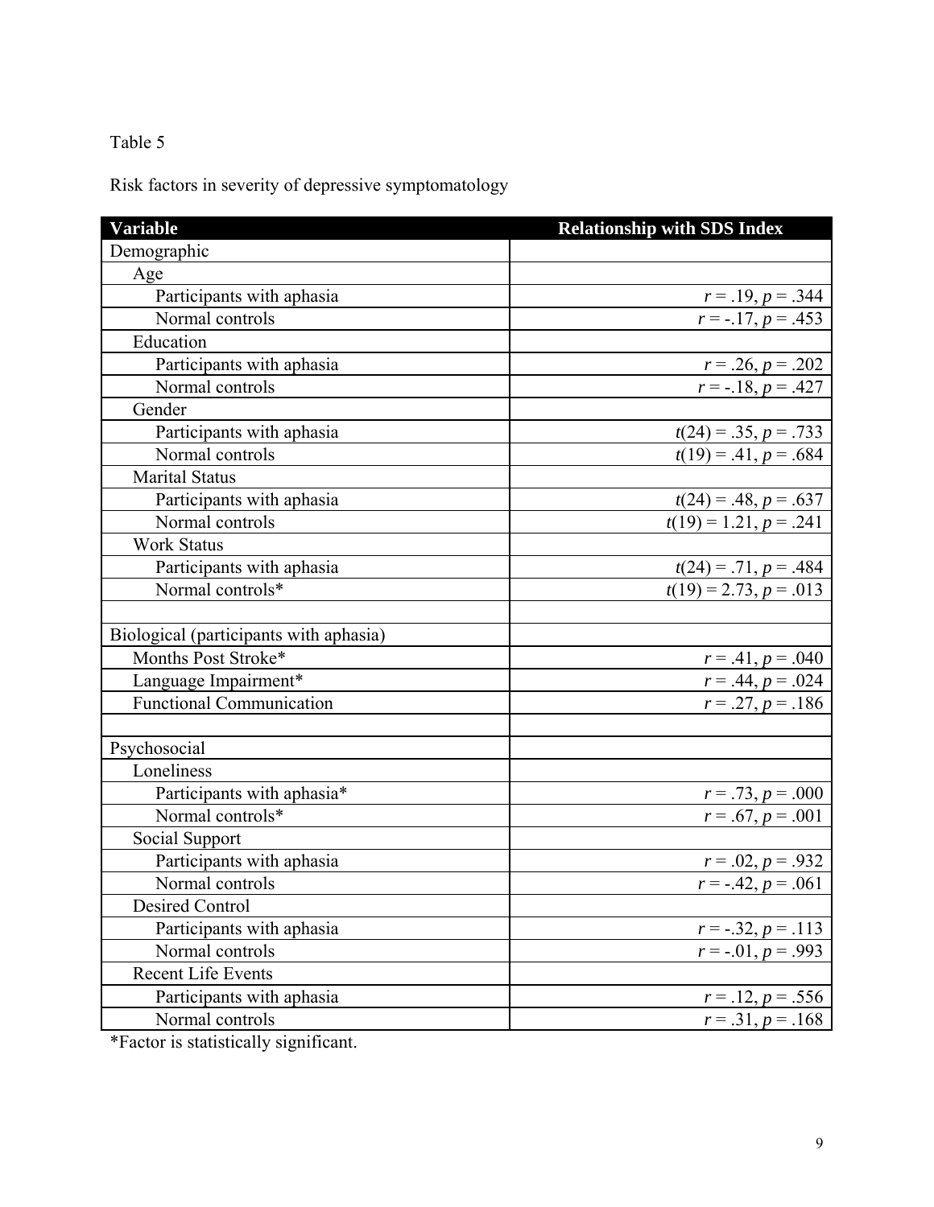Table 5

Risk factors in severity of depressive symptomatology

| Variable | Relationship with SDS Index |
|---|---|
| Demographic | |
| Age | |
| Participants with aphasia | $r = .19, p = .344$ |
| Normal controls | $r = -.17, p = .453$ |
| Education | |
| Participants with aphasia | $r = .26, p = .202$ |
| Normal controls | $r = -.18, p = .427$ |
| Gender | |
| Participants with aphasia | $t(24) = .35, p = .733$ |
| Normal controls | $t(19) = .41, p = .684$ |
| Marital Status | |
| Participants with aphasia | $t(24) = .48, p = .637$ |
| Normal controls | $t(19) = 1.21, p = .241$ |
| Work Status | |
| Participants with aphasia | $t(24) = .71, p = .484$ |
| Normal controls* | $t(19) = 2.73, p = .013$ |
| | |
| Biological (participants with aphasia) | |
| Months Post Stroke* | $r = .41, p = .040$ |
| Language Impairment* | $r = .44, p = .024$ |
| Functional Communication | $r = .27, p = .186$ |
| | |
| Psychosocial | |
| Loneliness | |
| Participants with aphasia* | $r = .73, p = .000$ |
| Normal controls* | $r = .67, p = .001$ |
| Social Support | |
| Participants with aphasia | $r = .02, p = .932$ |
| Normal controls | $r = -.42, p = .061$ |
| Desired Control | |
| Participants with aphasia | $r = -.32, p = .113$ |
| Normal controls | $r = -.01, p = .993$ |
| Recent Life Events | |
| Participants with aphasia | $r = .12, p = .556$ |
| Normal controls | $r = .31, p = .168$ |

*Factor is statistically significant.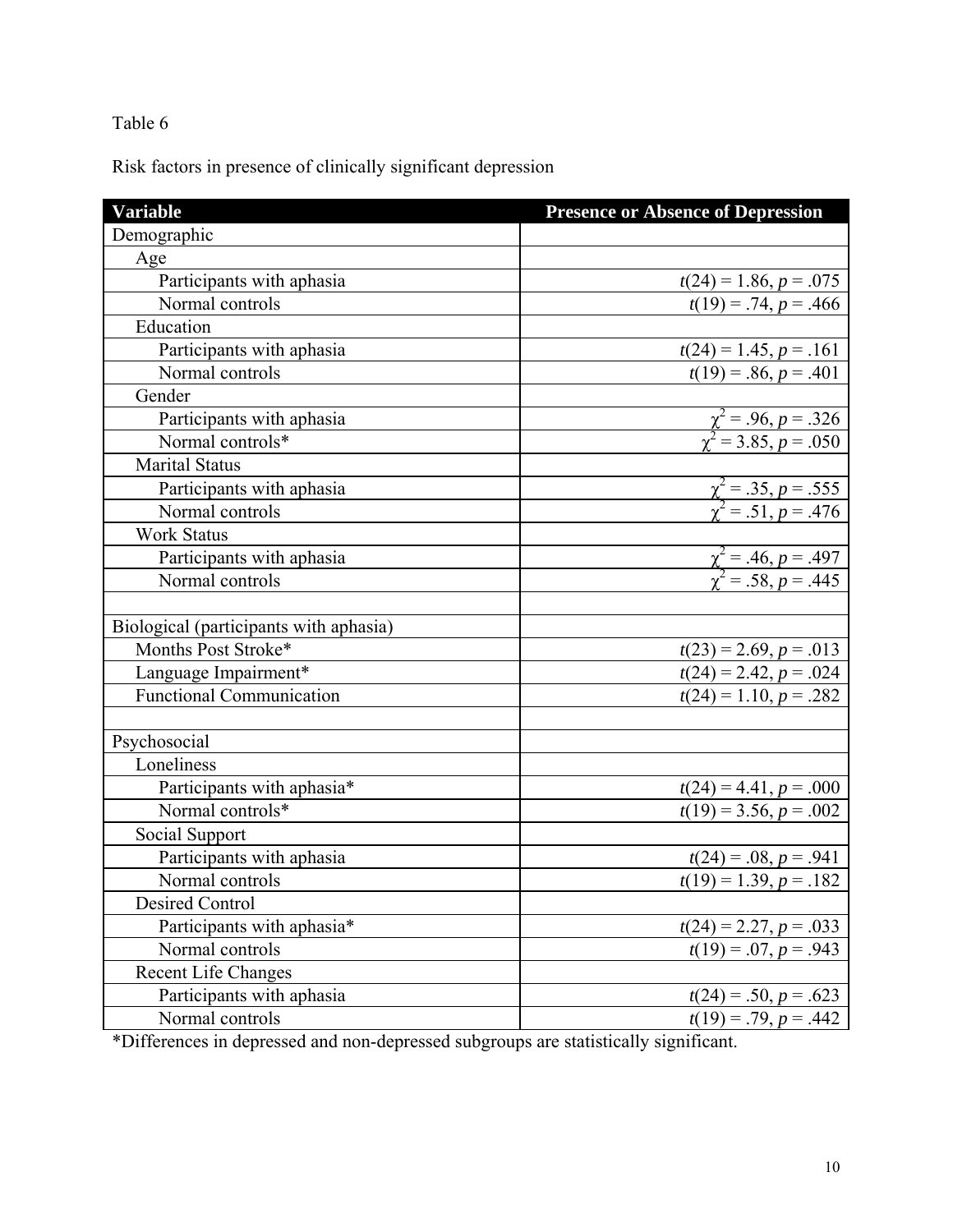Table 6

Risk factors in presence of clinically significant depression

| Variable | Presence or Absence of Depression |
|---|---|
| Demographic | |
| Age | |
| Participants with aphasia | $t(24) = 1.86, p = .075$ |
| Normal controls | $t(19) = .74, p = .466$ |
| Education | |
| Participants with aphasia | $t(24) = 1.45, p = .161$ |
| Normal controls | $t(19) = .86, p = .401$ |
| Gender | |
| Participants with aphasia | $\chi^2 = .96, p = .326$ |
| Normal controls* | $\chi^2 = 3.85, p = .050$ |
| Marital Status | |
| Participants with aphasia | $\chi^2 = .35, p = .555$ |
| Normal controls | $\chi^2 = .51, p = .476$ |
| Work Status | |
| Participants with aphasia | $\chi^2 = .46, p = .497$ |
| Normal controls | $\chi^2 = .58, p = .445$ |
| | |
| Biological (participants with aphasia) | |
| Months Post Stroke* | $t(23) = 2.69, p = .013$ |
| Language Impairment* | $t(24) = 2.42, p = .024$ |
| Functional Communication | $t(24) = 1.10, p = .282$ |
| | |
| Psychosocial | |
| Loneliness | |
| Participants with aphasia* | $t(24) = 4.41, p = .000$ |
| Normal controls* | $t(19) = 3.56, p = .002$ |
| Social Support | |
| Participants with aphasia | $t(24) = .08, p = .941$ |
| Normal controls | $t(19) = 1.39, p = .182$ |
| Desired Control | |
| Participants with aphasia* | $t(24) = 2.27, p = .033$ |
| Normal controls | $t(19) = .07, p = .943$ |
| Recent Life Changes | |
| Participants with aphasia | $t(24) = .50, p = .623$ |
| Normal controls | $t(19) = .79, p = .442$ |

*Differences in depressed and non-depressed subgroups are statistically significant.